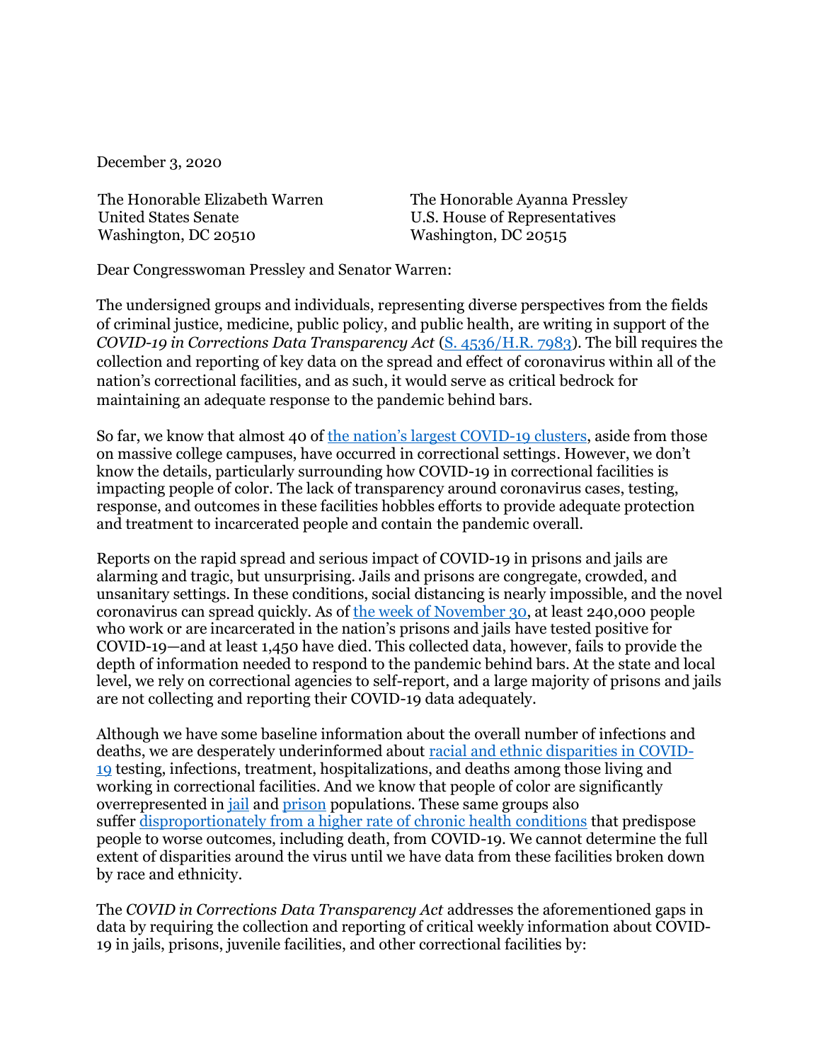December 3, 2020

The Honorable Elizabeth Warren
United States Senate
Washington, DC 20510

The Honorable Ayanna Pressley
U.S. House of Representatives
Washington, DC 20515

Dear Congresswoman Pressley and Senator Warren:

The undersigned groups and individuals, representing diverse perspectives from the fields of criminal justice, medicine, public policy, and public health, are writing in support of the *COVID-19 in Corrections Data Transparency Act* (S. 4536/H.R. 7983). The bill requires the collection and reporting of key data on the spread and effect of coronavirus within all of the nation's correctional facilities, and as such, it would serve as critical bedrock for maintaining an adequate response to the pandemic behind bars.

So far, we know that almost 40 of the nation's largest COVID-19 clusters, aside from those on massive college campuses, have occurred in correctional settings. However, we don't know the details, particularly surrounding how COVID-19 in correctional facilities is impacting people of color. The lack of transparency around coronavirus cases, testing, response, and outcomes in these facilities hobbles efforts to provide adequate protection and treatment to incarcerated people and contain the pandemic overall.

Reports on the rapid spread and serious impact of COVID-19 in prisons and jails are alarming and tragic, but unsurprising. Jails and prisons are congregate, crowded, and unsanitary settings. In these conditions, social distancing is nearly impossible, and the novel coronavirus can spread quickly. As of the week of November 30, at least 240,000 people who work or are incarcerated in the nation's prisons and jails have tested positive for COVID-19—and at least 1,450 have died. This collected data, however, fails to provide the depth of information needed to respond to the pandemic behind bars. At the state and local level, we rely on correctional agencies to self-report, and a large majority of prisons and jails are not collecting and reporting their COVID-19 data adequately.

Although we have some baseline information about the overall number of infections and deaths, we are desperately underinformed about racial and ethnic disparities in COVID-19 testing, infections, treatment, hospitalizations, and deaths among those living and working in correctional facilities. And we know that people of color are significantly overrepresented in jail and prison populations. These same groups also suffer disproportionately from a higher rate of chronic health conditions that predispose people to worse outcomes, including death, from COVID-19. We cannot determine the full extent of disparities around the virus until we have data from these facilities broken down by race and ethnicity.

The *COVID in Corrections Data Transparency Act* addresses the aforementioned gaps in data by requiring the collection and reporting of critical weekly information about COVID-19 in jails, prisons, juvenile facilities, and other correctional facilities by: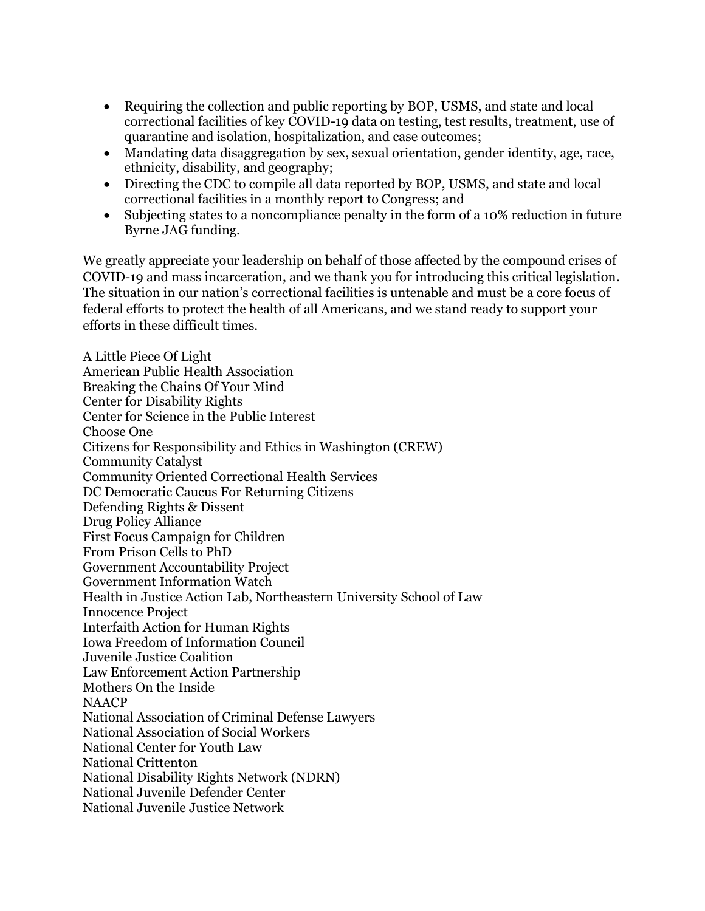- Requiring the collection and public reporting by BOP, USMS, and state and local correctional facilities of key COVID-19 data on testing, test results, treatment, use of quarantine and isolation, hospitalization, and case outcomes;
- Mandating data disaggregation by sex, sexual orientation, gender identity, age, race, ethnicity, disability, and geography;
- Directing the CDC to compile all data reported by BOP, USMS, and state and local correctional facilities in a monthly report to Congress; and
- Subjecting states to a noncompliance penalty in the form of a 10% reduction in future Byrne JAG funding.

We greatly appreciate your leadership on behalf of those affected by the compound crises of COVID-19 and mass incarceration, and we thank you for introducing this critical legislation. The situation in our nation's correctional facilities is untenable and must be a core focus of federal efforts to protect the health of all Americans, and we stand ready to support your efforts in these difficult times.

A Little Piece Of Light
American Public Health Association
Breaking the Chains Of Your Mind
Center for Disability Rights
Center for Science in the Public Interest
Choose One
Citizens for Responsibility and Ethics in Washington (CREW)
Community Catalyst
Community Oriented Correctional Health Services
DC Democratic Caucus For Returning Citizens
Defending Rights & Dissent
Drug Policy Alliance
First Focus Campaign for Children
From Prison Cells to PhD
Government Accountability Project
Government Information Watch
Health in Justice Action Lab, Northeastern University School of Law
Innocence Project
Interfaith Action for Human Rights
Iowa Freedom of Information Council
Juvenile Justice Coalition
Law Enforcement Action Partnership
Mothers On the Inside
NAACP
National Association of Criminal Defense Lawyers
National Association of Social Workers
National Center for Youth Law
National Crittenton
National Disability Rights Network (NDRN)
National Juvenile Defender Center
National Juvenile Justice Network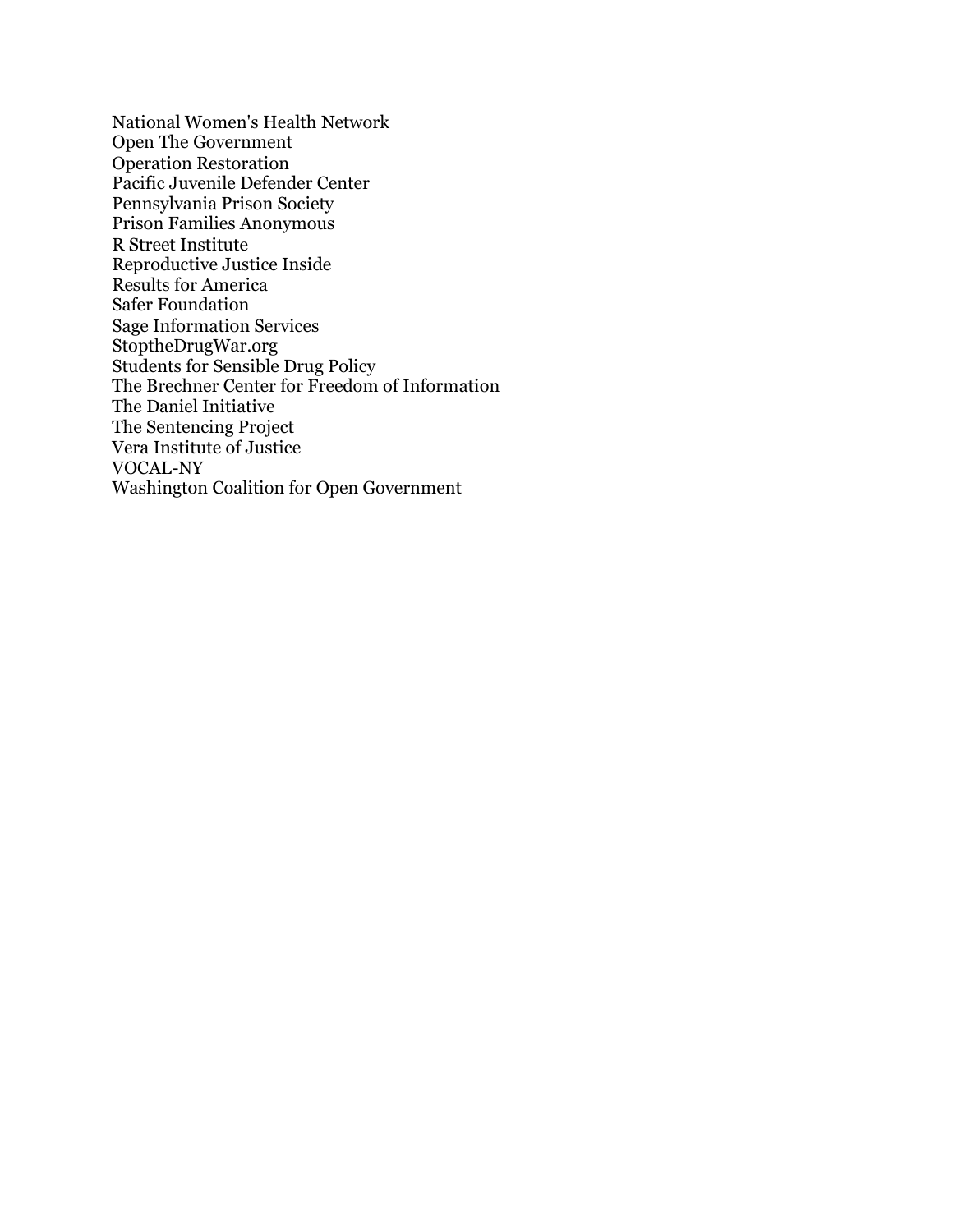National Women's Health Network
Open The Government
Operation Restoration
Pacific Juvenile Defender Center
Pennsylvania Prison Society
Prison Families Anonymous
R Street Institute
Reproductive Justice Inside
Results for America
Safer Foundation
Sage Information Services
StoptheDrugWar.org
Students for Sensible Drug Policy
The Brechner Center for Freedom of Information
The Daniel Initiative
The Sentencing Project
Vera Institute of Justice
VOCAL-NY
Washington Coalition for Open Government